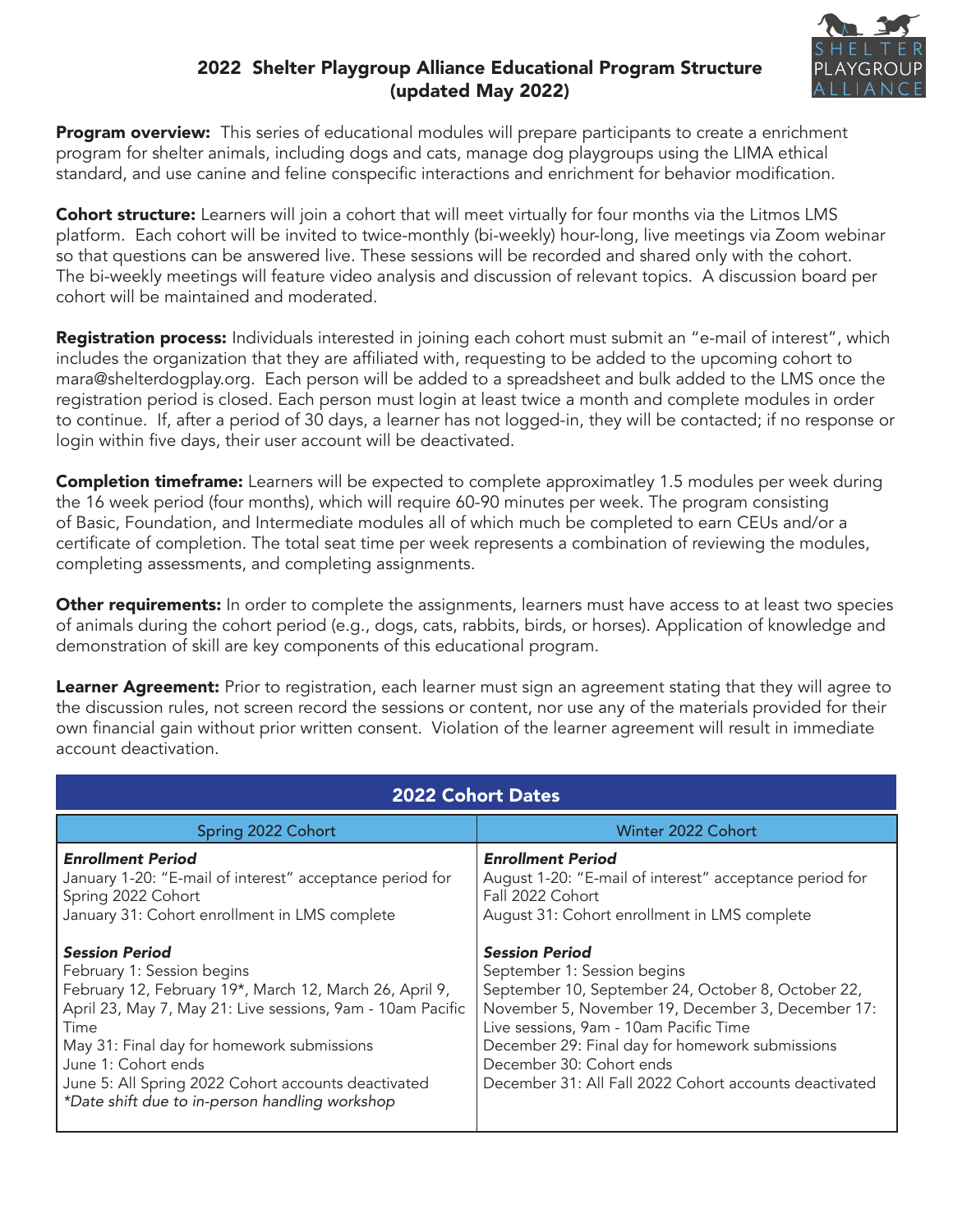# 2022 Shelter Playgroup Alliance Educational Program Structure (updated May 2022)

**Program overview:** This series of educational modules will prepare participants to create a enrichment program for shelter animals, including dogs and cats, manage dog playgroups using the LIMA ethical standard, and use canine and feline conspecific interactions and enrichment for behavior modification.

**Cohort structure:** Learners will join a cohort that will meet virtually for four months via the Litmos LMS platform. Each cohort will be invited to twice-monthly (bi-weekly) hour-long, live meetings via Zoom webinar so that questions can be answered live. These sessions will be recorded and shared only with the cohort. The bi-weekly meetings will feature video analysis and discussion of relevant topics. A discussion board per cohort will be maintained and moderated.

**Registration process:** Individuals interested in joining each cohort must submit an "e-mail of interest", which includes the organization that they are affiliated with, requesting to be added to the upcoming cohort to mara@shelterdogplay.org. Each person will be added to a spreadsheet and bulk added to the LMS once the registration period is closed. Each person must login at least twice a month and complete modules in order to continue. If, after a period of 30 days, a learner has not logged-in, they will be contacted; if no response or login within five days, their user account will be deactivated.

**Completion timeframe:** Learners will be expected to complete approximatley 1.5 modules per week during the 16 week period (four months), which will require 60-90 minutes per week. The program consisting of Basic, Foundation, and Intermediate modules all of which much be completed to earn CEUs and/or a certificate of completion. The total seat time per week represents a combination of reviewing the modules, completing assessments, and completing assignments.

**Other requirements:** In order to complete the assignments, learners must have access to at least two species of animals during the cohort period (e.g., dogs, cats, rabbits, birds, or horses). Application of knowledge and demonstration of skill are key components of this educational program.

**Learner Agreement:** Prior to registration, each learner must sign an agreement stating that they will agree to the discussion rules, not screen record the sessions or content, nor use any of the materials provided for their own financial gain without prior written consent. Violation of the learner agreement will result in immediate account deactivation.

| 2022 Cohort Dates | |
|---|---|
| Spring 2022 Cohort | Winter 2022 Cohort |
| ***Enrollment Period***<br>January 1-20: "E-mail of interest" acceptance period for Spring 2022 Cohort<br>January 31: Cohort enrollment in LMS complete<br><br>***Session Period***<br>February 1: Session begins<br>February 12, February 19*, March 12, March 26, April 9, April 23, May 7, May 21: Live sessions, 9am - 10am Pacific Time<br>May 31: Final day for homework submissions<br>June 1: Cohort ends<br>June 5: All Spring 2022 Cohort accounts deactivated<br>*\*Date shift due to in-person handling workshop* | ***Enrollment Period***<br>August 1-20: "E-mail of interest" acceptance period for Fall 2022 Cohort<br>August 31: Cohort enrollment in LMS complete<br><br>***Session Period***<br>September 1: Session begins<br>September 10, September 24, October 8, October 22, November 5, November 19, December 3, December 17: Live sessions, 9am - 10am Pacific Time<br>December 29: Final day for homework submissions<br>December 30: Cohort ends<br>December 31: All Fall 2022 Cohort accounts deactivated |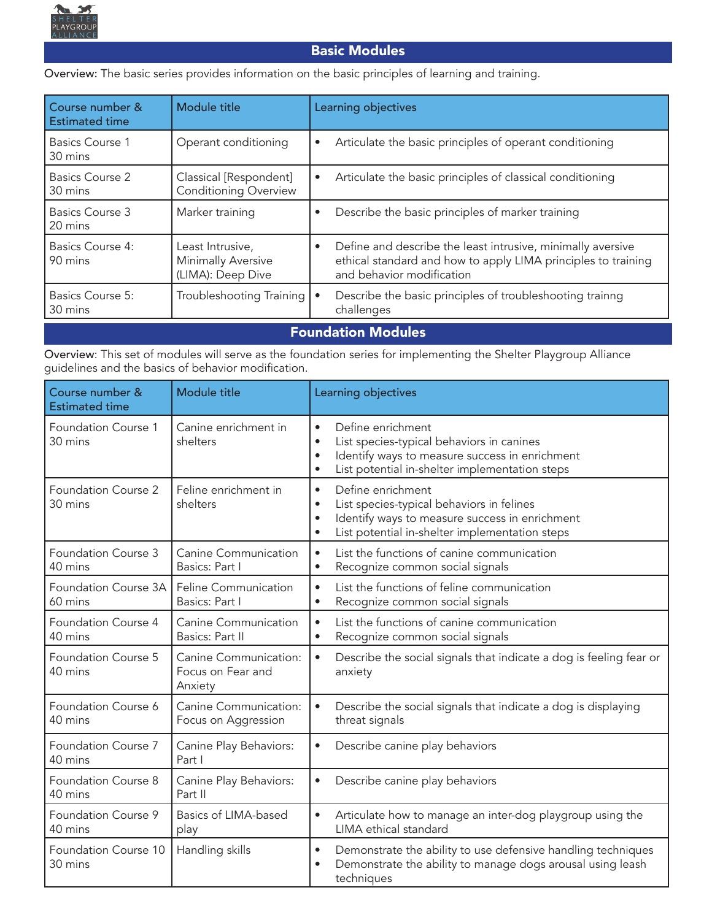## Basic Modules

**Overview:** The basic series provides information on the basic principles of learning and training.

| Course number & Estimated time | Module title | Learning objectives |
|---|---|---|
| Basics Course 1<br>30 mins | Operant conditioning | • Articulate the basic principles of operant conditioning |
| Basics Course 2<br>30 mins | Classical [Respondent] Conditioning Overview | • Articulate the basic principles of classical conditioning |
| Basics Course 3<br>20 mins | Marker training | • Describe the basic principles of marker training |
| Basics Course 4:<br>90 mins | Least Intrusive, Minimally Aversive (LIMA): Deep Dive | • Define and describe the least intrusive, minimally aversive ethical standard and how to apply LIMA principles to training and behavior modification |
| Basics Course 5:<br>30 mins | Troubleshooting Training | • Describe the basic principles of troubleshooting trainng challenges |

## Foundation Modules

**Overview**: This set of modules will serve as the foundation series for implementing the Shelter Playgroup Alliance guidelines and the basics of behavior modification.

| Course number & Estimated time | Module title | Learning objectives |
|---|---|---|
| Foundation Course 1<br>30 mins | Canine enrichment in shelters | • Define enrichment<br>• List species-typical behaviors in canines<br>• Identify ways to measure success in enrichment<br>• List potential in-shelter implementation steps |
| Foundation Course 2<br>30 mins | Feline enrichment in shelters | • Define enrichment<br>• List species-typical behaviors in felines<br>• Identify ways to measure success in enrichment<br>• List potential in-shelter implementation steps |
| Foundation Course 3<br>40 mins | Canine Communication Basics: Part I | • List the functions of canine communication<br>• Recognize common social signals |
| Foundation Course 3A<br>60 mins | Feline Communication Basics: Part I | • List the functions of feline communication<br>• Recognize common social signals |
| Foundation Course 4<br>40 mins | Canine Communication Basics: Part II | • List the functions of canine communication<br>• Recognize common social signals |
| Foundation Course 5<br>40 mins | Canine Communication: Focus on Fear and Anxiety | • Describe the social signals that indicate a dog is feeling fear or anxiety |
| Foundation Course 6<br>40 mins | Canine Communication: Focus on Aggression | • Describe the social signals that indicate a dog is displaying threat signals |
| Foundation Course 7<br>40 mins | Canine Play Behaviors: Part I | • Describe canine play behaviors |
| Foundation Course 8<br>40 mins | Canine Play Behaviors: Part II | • Describe canine play behaviors |
| Foundation Course 9<br>40 mins | Basics of LIMA-based play | • Articulate how to manage an inter-dog playgroup using the LIMA ethical standard |
| Foundation Course 10<br>30 mins | Handling skills | • Demonstrate the ability to use defensive handling techniques<br>• Demonstrate the ability to manage dogs arousal using leash techniques |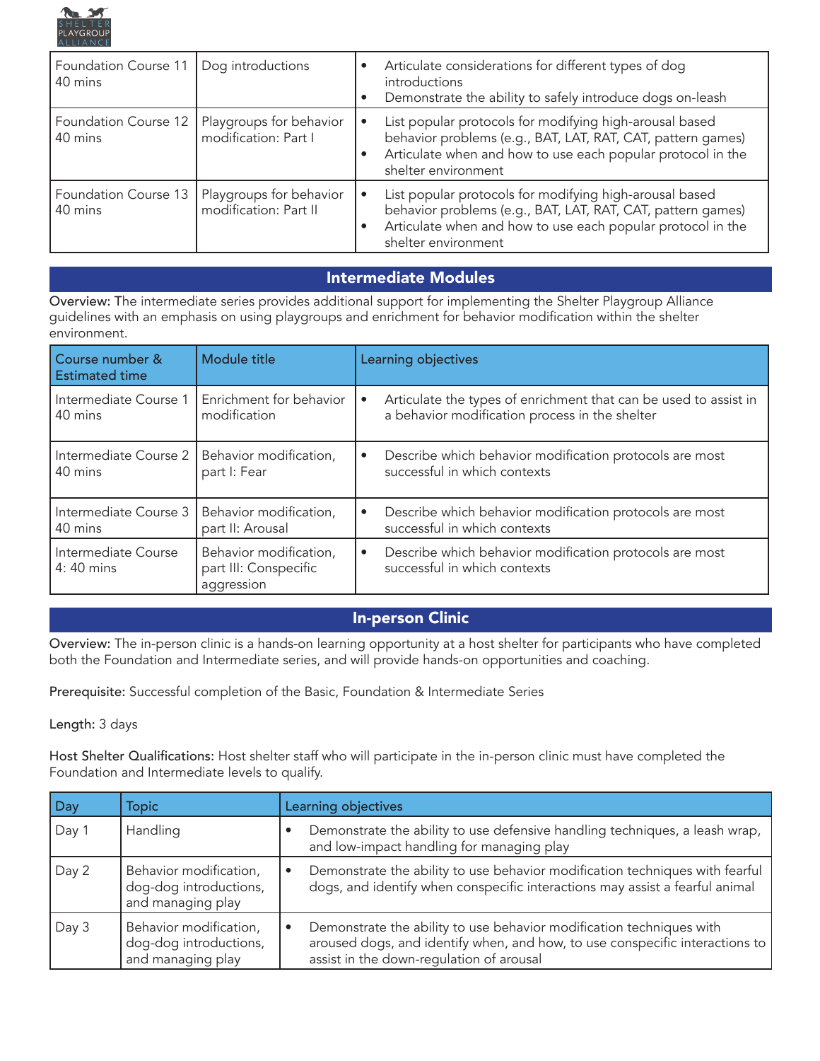| | | |
|---|---|---|
| Foundation Course 11<br>40 mins | Dog introductions | • Articulate considerations for different types of dog introductions<br>• Demonstrate the ability to safely introduce dogs on-leash |
| Foundation Course 12<br>40 mins | Playgroups for behavior modification: Part I | • List popular protocols for modifying high-arousal based behavior problems (e.g., BAT, LAT, RAT, CAT, pattern games)<br>• Articulate when and how to use each popular protocol in the shelter environment |
| Foundation Course 13<br>40 mins | Playgroups for behavior modification: Part II | • List popular protocols for modifying high-arousal based behavior problems (e.g., BAT, LAT, RAT, CAT, pattern games)<br>• Articulate when and how to use each popular protocol in the shelter environment |

## Intermediate Modules

**Overview:** The intermediate series provides additional support for implementing the Shelter Playgroup Alliance guidelines with an emphasis on using playgroups and enrichment for behavior modification within the shelter environment.

| Course number & Estimated time | Module title | Learning objectives |
|---|---|---|
| Intermediate Course 1<br>40 mins | Enrichment for behavior modification | • Articulate the types of enrichment that can be used to assist in a behavior modification process in the shelter |
| Intermediate Course 2<br>40 mins | Behavior modification, part I: Fear | • Describe which behavior modification protocols are most successful in which contexts |
| Intermediate Course 3<br>40 mins | Behavior modification, part II: Arousal | • Describe which behavior modification protocols are most successful in which contexts |
| Intermediate Course 4: 40 mins | Behavior modification, part III: Conspecific aggression | • Describe which behavior modification protocols are most successful in which contexts |

## In-person Clinic

**Overview:** The in-person clinic is a hands-on learning opportunity at a host shelter for participants who have completed both the Foundation and Intermediate series, and will provide hands-on opportunities and coaching.

**Prerequisite:** Successful completion of the Basic, Foundation & Intermediate Series

**Length:** 3 days

**Host Shelter Qualifications:** Host shelter staff who will participate in the in-person clinic must have completed the Foundation and Intermediate levels to qualify.

| Day | Topic | Learning objectives |
|---|---|---|
| Day 1 | Handling | • Demonstrate the ability to use defensive handling techniques, a leash wrap, and low-impact handling for managing play |
| Day 2 | Behavior modification, dog-dog introductions, and managing play | • Demonstrate the ability to use behavior modification techniques with fearful dogs, and identify when conspecific interactions may assist a fearful animal |
| Day 3 | Behavior modification, dog-dog introductions, and managing play | • Demonstrate the ability to use behavior modification techniques with aroused dogs, and identify when, and how, to use conspecific interactions to assist in the down-regulation of arousal |